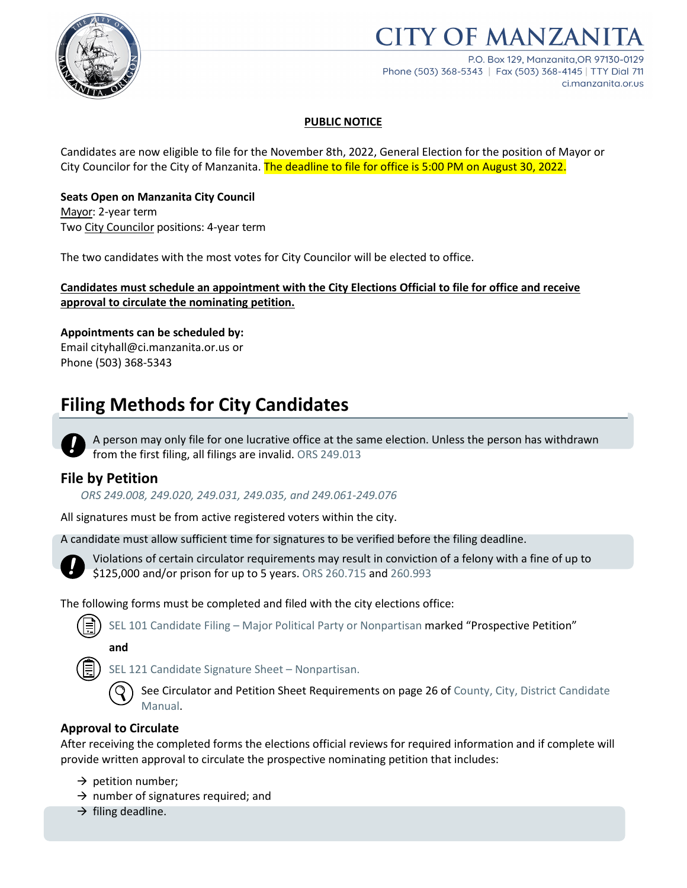# CITY OF MANZANITA

P.O. Box 129, Manzanita,OR 97130-0129
Phone (503) 368-5343 | Fax (503) 368-4145 | TTY Dial 711
ci.manzanita.or.us

**PUBLIC NOTICE**

Candidates are now eligible to file for the November 8th, 2022, General Election for the position of Mayor or City Councilor for the City of Manzanita. The deadline to file for office is 5:00 PM on August 30, 2022.

**Seats Open on Manzanita City Council**
Mayor: 2-year term
Two City Councilor positions: 4-year term

The two candidates with the most votes for City Councilor will be elected to office.

**Candidates must schedule an appointment with the City Elections Official to file for office and receive approval to circulate the nominating petition.**

**Appointments can be scheduled by:**
Email cityhall@ci.manzanita.or.us or
Phone (503) 368-5343

## Filing Methods for City Candidates

A person may only file for one lucrative office at the same election. Unless the person has withdrawn from the first filing, all filings are invalid. ORS 249.013

### File by Petition

*ORS 249.008, 249.020, 249.031, 249.035, and 249.061-249.076*

All signatures must be from active registered voters within the city.

A candidate must allow sufficient time for signatures to be verified before the filing deadline.

Violations of certain circulator requirements may result in conviction of a felony with a fine of up to $125,000 and/or prison for up to 5 years. ORS 260.715 and 260.993

The following forms must be completed and filed with the city elections office:

- SEL 101 Candidate Filing – Major Political Party or Nonpartisan marked "Prospective Petition"

  **and**

- SEL 121 Candidate Signature Sheet – Nonpartisan.

  See Circulator and Petition Sheet Requirements on page 26 of County, City, District Candidate Manual.

**Approval to Circulate**
After receiving the completed forms the elections official reviews for required information and if complete will provide written approval to circulate the prospective nominating petition that includes:

→ petition number;
→ number of signatures required; and
→ filing deadline.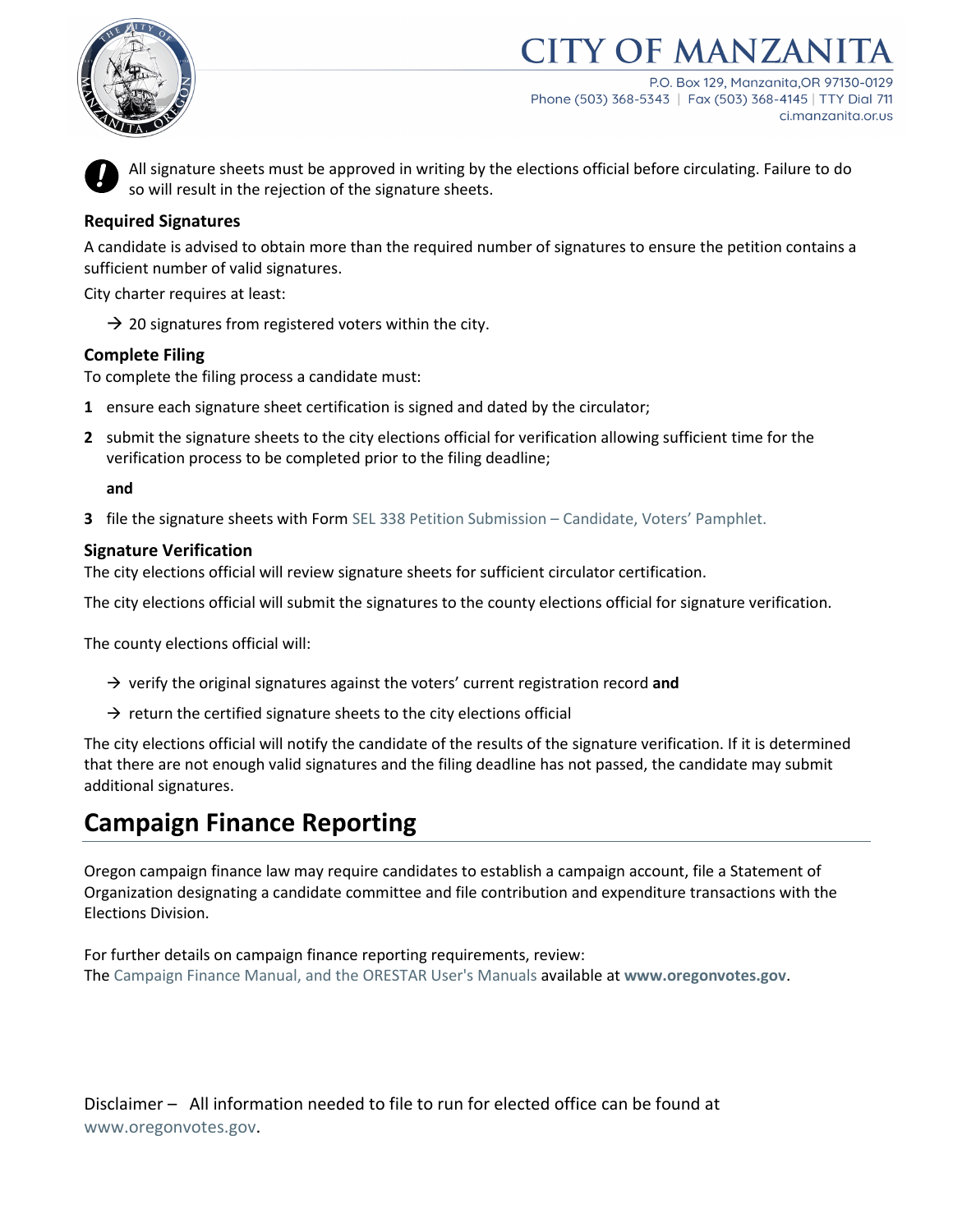All signature sheets must be approved in writing by the elections official before circulating. Failure to do so will result in the rejection of the signature sheets.

### Required Signatures

A candidate is advised to obtain more than the required number of signatures to ensure the petition contains a sufficient number of valid signatures.

City charter requires at least:

- → 20 signatures from registered voters within the city.

### Complete Filing

To complete the filing process a candidate must:

1. ensure each signature sheet certification is signed and dated by the circulator;
2. submit the signature sheets to the city elections official for verification allowing sufficient time for the verification process to be completed prior to the filing deadline;

   **and**

3. file the signature sheets with Form SEL 338 Petition Submission – Candidate, Voters' Pamphlet.

### Signature Verification

The city elections official will review signature sheets for sufficient circulator certification.

The city elections official will submit the signatures to the county elections official for signature verification.

The county elections official will:

- → verify the original signatures against the voters' current registration record **and**
- → return the certified signature sheets to the city elections official

The city elections official will notify the candidate of the results of the signature verification. If it is determined that there are not enough valid signatures and the filing deadline has not passed, the candidate may submit additional signatures.

## Campaign Finance Reporting

Oregon campaign finance law may require candidates to establish a campaign account, file a Statement of Organization designating a candidate committee and file contribution and expenditure transactions with the Elections Division.

For further details on campaign finance reporting requirements, review:
The Campaign Finance Manual, and the ORESTAR User's Manuals available at **www.oregonvotes.gov**.

Disclaimer – All information needed to file to run for elected office can be found at www.oregonvotes.gov.